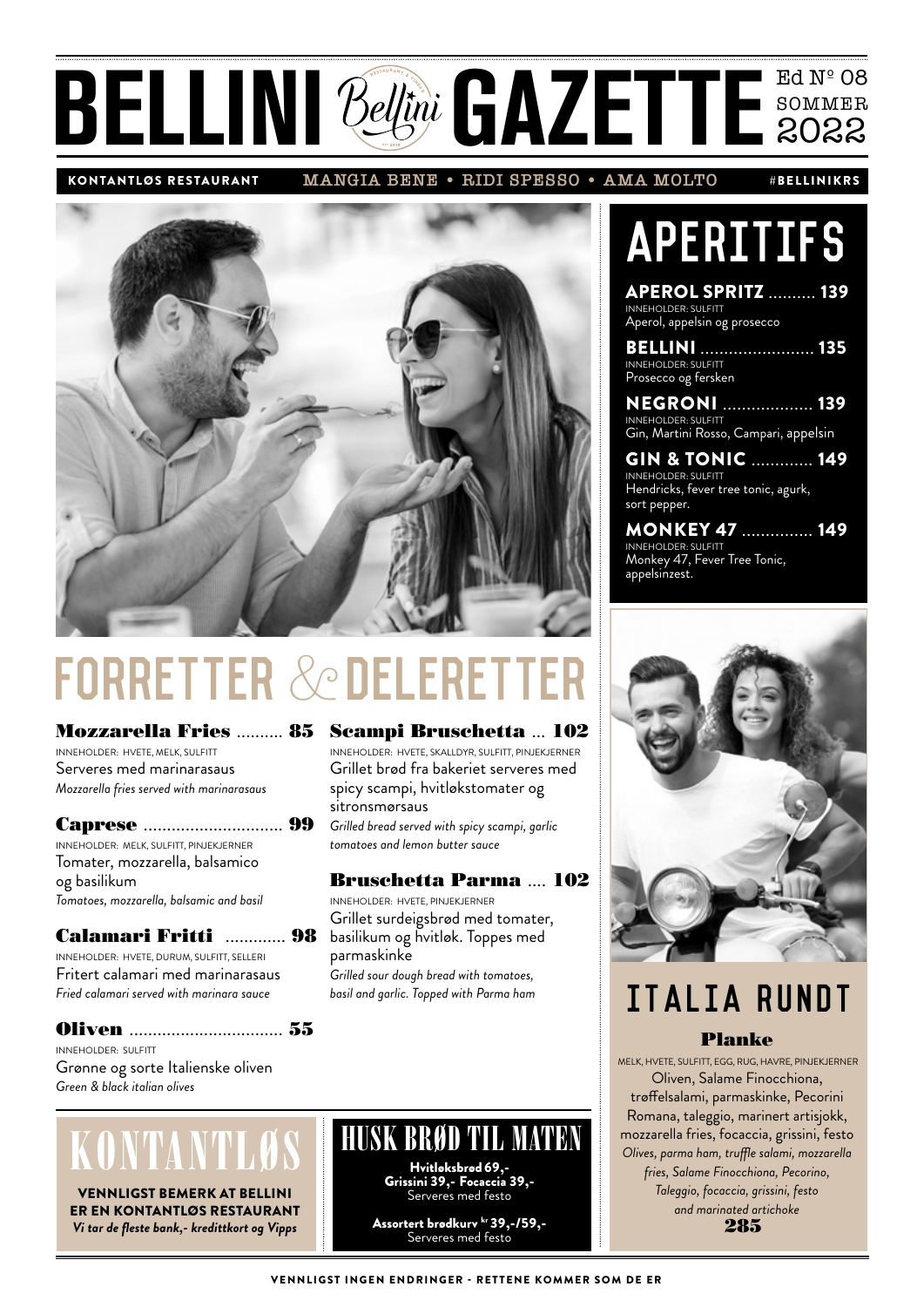# BELLINI GAZETTE

Ed Nº 08
SOMMER
2022

**KONTANTLØS RESTAURANT** MANGIA BENE • RIDI SPESSO • AMA MOLTO **#BELLINIKRS**

## FORRETTER & DELERETTER

### Mozzarella Fries .......... 85
INNEHOLDER: HVETE, MELK, SULFITT
Serveres med marinarasaus
*Mozzarella fries served with marinarasaus*

### Caprese .......................... 99
INNEHOLDER: MELK, SULFITT, PINJEKJERNER
Tomater, mozzarella, balsamico og basilikum
*Tomatoes, mozzarella, balsamic and basil*

### Calamari Fritti ............. 98
INNEHOLDER: HVETE, DURUM, SULFITT, SELLERI
Fritert calamari med marinarasaus
*Fried calamari served with marinara sauce*

### Oliven .............................. 55
INNEHOLDER: SULFITT
Grønne og sorte Italienske oliven
*Green & black italian olives*

### Scampi Bruschetta ... 102
INNEHOLDER: HVETE, SKALLDYR, SULFITT, PINJEKJERNER
Grillet brød fra bakeriet serveres med spicy scampi, hvitløkstomater og sitronsmørsaus
*Grilled bread served with spicy scampi, garlic tomatoes and lemon butter sauce*

### Bruschetta Parma .... 102
INNEHOLDER: HVETE, PINJEKJERNER
Grillet surdeigsbrød med tomater, basilikum og hvitløk. Toppes med parmaskinke
*Grilled sour dough bread with tomatoes, basil and garlic. Topped with Parma ham*

## KONTANTLØS

**VENNLIGST BEMERK AT BELLINI ER EN KONTANTLØS RESTAURANT**
***Vi tar de fleste bank,- kredittkort og Vipps***

## HUSK BRØD TIL MATEN

**Hvitløksbrød 69,-**
**Grissini 39,- Focaccia 39,-**
Serveres med festo

**Assortert brødkurv kr 39,-/59,-**
Serveres med festo

## APERITIFS

**APEROL SPRITZ .......... 139**
INNEHOLDER: SULFITT
Aperol, appelsin og prosecco

**BELLINI .......................... 135**
INNEHOLDER: SULFITT
Prosecco og fersken

**NEGRONI .................... 139**
INNEHOLDER: SULFITT
Gin, Martini Rosso, Campari, appelsin

**GIN & TONIC ............. 149**
INNEHOLDER: SULFITT
Hendricks, fever tree tonic, agurk, sort pepper.

**MONKEY 47 ............... 149**
INNEHOLDER: SULFITT
Monkey 47, Fever Tree Tonic, appelsinzest.

## ITALIA RUNDT

### Planke
MELK, HVETE, SULFITT, EGG, RUG, HAVRE, PINJEKJERNER
Oliven, Salame Finocchiona, trøffelsalami, parmaskinke, Pecorini Romana, taleggio, marinert artisjokk, mozzarella fries, focaccia, grissini, festo
*Olives, parma ham, truffle salami, mozzarella fries, Salame Finocchiona, Pecorino, Taleggio, focaccia, grissini, festo and marinated artichoke*
**285**

VENNLIGST INGEN ENDRINGER - RETTENE KOMMER SOM DE ER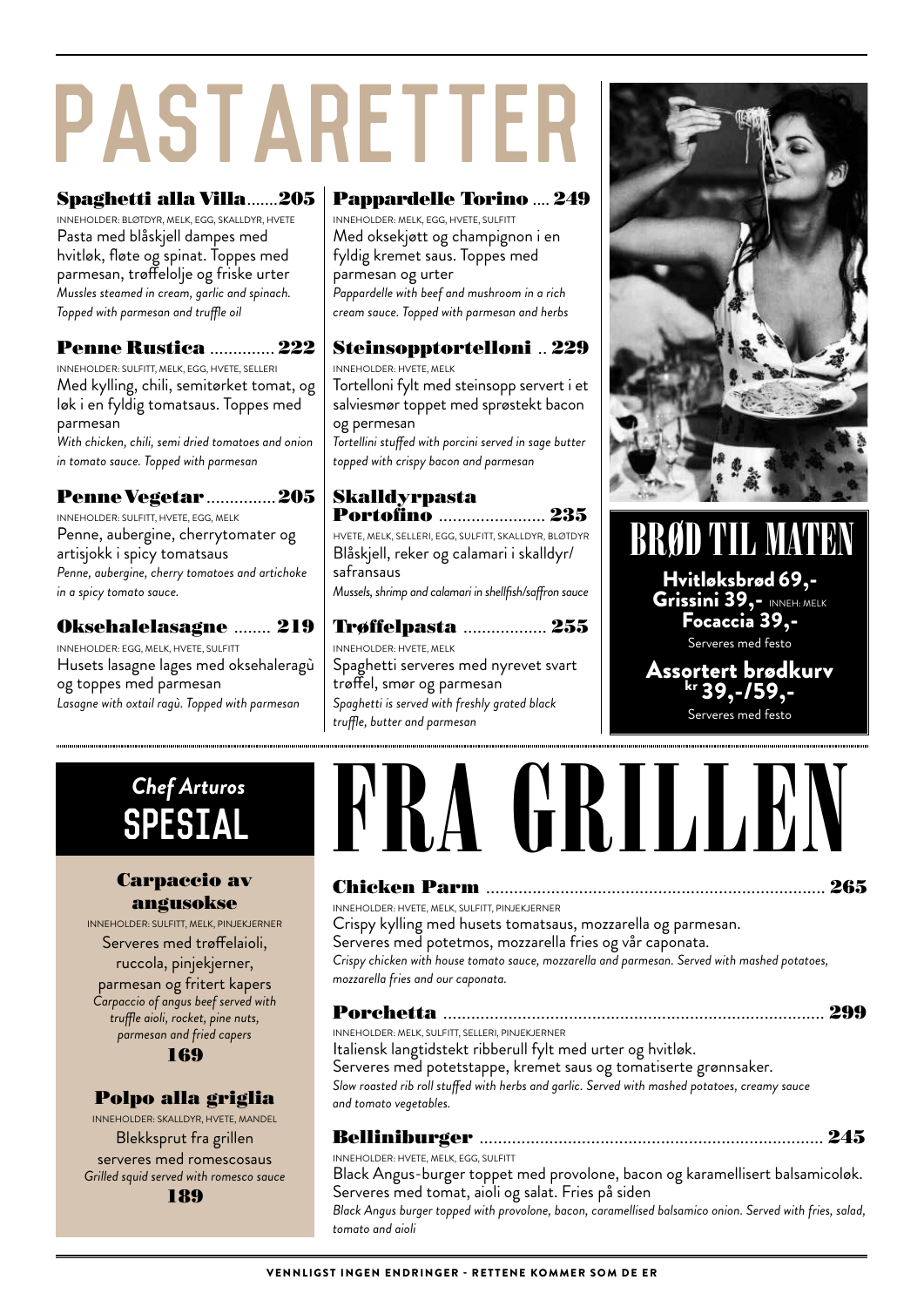# PASTARETTER

### Spaghetti alla Villa ....... 205

INNEHOLDER: BLØTDYR, MELK, EGG, SKALLDYR, HVETE

Pasta med blåskjell dampes med hvitløk, fløte og spinat. Toppes med parmesan, trøffelolje og friske urter

*Mussles steamed in cream, garlic and spinach. Topped with parmesan and truffle oil*

### Penne Rustica .............. 222

INNEHOLDER: SULFITT, MELK, EGG, HVETE, SELLERI

Med kylling, chili, semitørket tomat, og løk i en fyldig tomatsaus. Toppes med parmesan

*With chicken, chili, semi dried tomatoes and onion in tomato sauce. Topped with parmesan*

### Penne Vegetar .............. 205

INNEHOLDER: SULFITT, HVETE, EGG, MELK

Penne, aubergine, cherrytomater og artisjokk i spicy tomatsaus

*Penne, aubergine, cherry tomatoes and artichoke in a spicy tomato sauce.*

### Oksehalelasagne ........ 219

INNEHOLDER: EGG, MELK, HVETE, SULFITT

Husets lasagne lages med oksehaleragù og toppes med parmesan

*Lasagne with oxtail ragù. Topped with parmesan*

### Pappardelle Torino .... 249

INNEHOLDER: MELK, EGG, HVETE, SULFITT

Med oksekjøtt og champignon i en fyldig kremet saus. Toppes med parmesan og urter

*Pappardelle with beef and mushroom in a rich cream sauce. Topped with parmesan and herbs*

### Steinsopptortelloni .. 229

INNEHOLDER: HVETE, MELK

Tortelloni fylt med steinsopp servert i et salviesmør toppet med sprøstekt bacon og permesan

*Tortellini stuffed with porcini served in sage butter topped with crispy bacon and parmesan*

### Skalldyrpasta Portofino ...................... 235

HVETE, MELK, SELLERI, EGG, SULFITT, SKALLDYR, BLØTDYR

Blåskjell, reker og calamari i skalldyr/ safransaus

*Mussels, shrimp and calamari in shellfish/saffron sauce*

### Trøffelpasta ................. 255

INNEHOLDER: HVETE, MELK

Spaghetti serveres med nyrevet svart trøffel, smør og parmesan

*Spaghetti is served with freshly grated black truffle, butter and parmesan*

## BRØD TIL MATEN

**Hvitløksbrød 69,-**

**Grissini 39,-** INNEH: MELK

**Focaccia 39,-**

Serveres med festo

**Assortert brødkurv kr 39,-/59,-**

Serveres med festo

## Chef Arturos SPESIAL

### Carpaccio av angusokse

INNEHOLDER: SULFITT, MELK, PINJEKJERNER

Serveres med trøffelaioli, ruccola, pinjekjerner, parmesan og fritert kapers

*Carpaccio of angus beef served with truffle aioli, rocket, pine nuts, parmesan and fried capers*

**169**

### Polpo alla griglia

INNEHOLDER: SKALLDYR, HVETE, MANDEL

Blekksprut fra grillen serveres med romescosaus

*Grilled squid served with romesco sauce*

**189**

# FRA GRILLEN

### Chicken Parm ........................................................................ 265

INNEHOLDER: HVETE, MELK, SULFITT, PINJEKJERNER

Crispy kylling med husets tomatsaus, mozzarella og parmesan. Serveres med potetmos, mozzarella fries og vår caponata.

*Crispy chicken with house tomato sauce, mozzarella and parmesan. Served with mashed potatoes, mozzarella fries and our caponata.*

### Porchetta ................................................................................ 299

INNEHOLDER: MELK, SULFITT, SELLERI, PINJEKJERNER

Italiensk langtidstekt ribberull fylt med urter og hvitløk. Serveres med potetstappe, kremet saus og tomatiserte grønnsaker.

*Slow roasted rib roll stuffed with herbs and garlic. Served with mashed potatoes, creamy sauce and tomato vegetables.*

### Belliniburger ........................................................................ 245

INNEHOLDER: HVETE, MELK, EGG, SULFITT

Black Angus-burger toppet med provolone, bacon og karamellisert balsamicoløk. Serveres med tomat, aioli og salat. Fries på siden

*Black Angus burger topped with provolone, bacon, caramellised balsamico onion. Served with fries, salad, tomato and aioli*

VENNLIGST INGEN ENDRINGER - RETTENE KOMMER SOM DE ER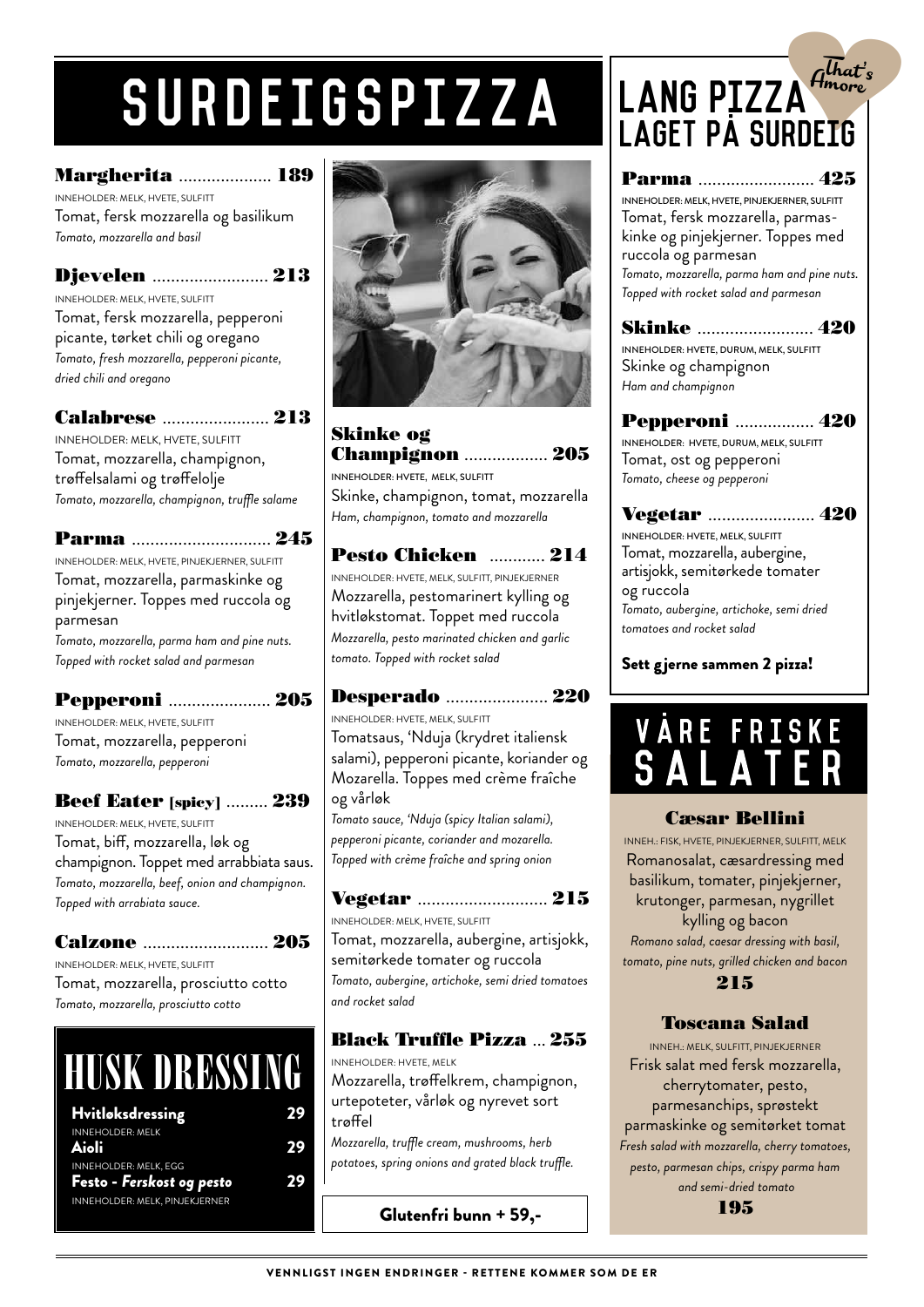# SURDEIGSPIZZA

### Margherita .................... 189
INNEHOLDER: MELK, HVETE, SULFITT
Tomat, fersk mozzarella og basilikum
*Tomato, mozzarella and basil*

### Djevelen .......................... 213
INNEHOLDER: MELK, HVETE, SULFITT
Tomat, fersk mozzarella, pepperoni picante, tørket chili og oregano
*Tomato, fresh mozzarella, pepperoni picante, dried chili and oregano*

### Calabrese ....................... 213
INNEHOLDER: MELK, HVETE, SULFITT
Tomat, mozzarella, champignon, trøffelsalami og trøffelolje
*Tomato, mozzarella, champignon, truffle salame*

### Parma .............................. 245
INNEHOLDER: MELK, HVETE, PINJEKJERNER, SULFITT
Tomat, mozzarella, parmaskinke og pinjekjerner. Toppes med ruccola og parmesan
*Tomato, mozzarella, parma ham and pine nuts. Topped with rocket salad and parmesan*

### Pepperoni ...................... 205
INNEHOLDER: MELK, HVETE, SULFITT
Tomat, mozzarella, pepperoni
*Tomato, mozzarella, pepperoni*

### Beef Eater [spicy] ......... 239
INNEHOLDER: MELK, HVETE, SULFITT
Tomat, biff, mozzarella, løk og champignon. Toppet med arrabbiata saus.
*Tomato, mozzarella, beef, onion and champignon. Topped with arrabiata sauce.*

### Calzone ........................... 205
INNEHOLDER: MELK, HVETE, SULFITT
Tomat, mozzarella, prosciutto cotto
*Tomato, mozzarella, prosciutto cotto*

## HUSK DRESSING

| | |
|---|---|
| **Hvitløksdressing** (INNEHOLDER: MELK) | 29 |
| **Aioli** (INNEHOLDER: MELK, EGG) | 29 |
| **Festo - *Ferskost og pesto*** (INNEHOLDER: MELK, PINJEKJERNER) | 29 |

### Skinke og Champignon .................. 205
INNEHOLDER: HVETE, MELK, SULFITT
Skinke, champignon, tomat, mozzarella
*Ham, champignon, tomato and mozzarella*

### Pesto Chicken ............ 214
INNEHOLDER: HVETE, MELK, SULFITT, PINJEKJERNER
Mozzarella, pestomarinert kylling og hvitløkstomat. Toppet med ruccola
*Mozzarella, pesto marinated chicken and garlic tomato. Topped with rocket salad*

### Desperado ...................... 220
INNEHOLDER: HVETE, MELK, SULFITT
Tomatsaus, 'Nduja (krydret italiensk salami), pepperoni picante, koriander og Mozarella. Toppes med crème fraîche og vårløk
*Tomato sauce, 'Nduja (spicy Italian salami), pepperoni picante, coriander and mozarella. Topped with crème fraîche and spring onion*

### Vegetar ............................ 215
INNEHOLDER: MELK, HVETE, SULFITT
Tomat, mozzarella, aubergine, artisjokk, semitørkede tomater og ruccola
*Tomato, mozzarella, aubergine, artichoke, semi dried tomatoes and rocket salad*

### Black Truffle Pizza ... 255
INNEHOLDER: HVETE, MELK
Mozzarella, trøffelkrem, champignon, urtepoteter, vårløk og nyrevet sort trøffel
*Mozzarella, truffle cream, mushrooms, herb potatoes, spring onions and grated black truffle.*

**Glutenfri bunn + 59,-**

# LANG PIZZA LAGET PÅ SURDEIG

*That's Amore*

### Parma .......................... 425
INNEHOLDER: MELK, HVETE, PINJEKJERNER, SULFITT
Tomat, fersk mozzarella, parmaskinke og pinjekjerner. Toppes med ruccola og parmesan
*Tomato, mozzarella, parma ham and pine nuts. Topped with rocket salad and parmesan*

### Skinke .......................... 420
INNEHOLDER: HVETE, DURUM, MELK, SULFITT
Skinke og champignon
*Ham and champignon*

### Pepperoni ................. 420
INNEHOLDER: HVETE, DURUM, MELK, SULFITT
Tomat, ost og pepperoni
*Tomato, cheese og pepperoni*

### Vegetar ....................... 420
INNEHOLDER: HVETE, MELK, SULFITT
Tomat, mozzarella, aubergine, artisjokk, semitørkede tomater og ruccola
*Tomato, aubergine, artichoke, semi dried tomatoes and rocket salad*

**Sett gjerne sammen 2 pizza!**

# VÅRE FRISKE SALATER

### Cæsar Bellini
INNEH.: FISK, HVETE, PINJEKJERNER, SULFITT, MELK
Romanosalat, cæsardressing med basilikum, tomater, pinjekjerner, krutonger, parmesan, nygrillet kylling og bacon
*Romano salad, caesar dressing with basil, tomato, pine nuts, grilled chicken and bacon*
**215**

### Toscana Salad
INNEH.: MELK, SULFITT, PINJEKJERNER
Frisk salat med fersk mozzarella, cherrytomater, pesto, parmesanchips, sprøstekt parmaskinke og semitørket tomat
*Fresh salad with mozzarella, cherry tomatoes, pesto, parmesan chips, crispy parma ham and semi-dried tomato*
**195**

VENNLIGST INGEN ENDRINGER - RETTENE KOMMER SOM DE ER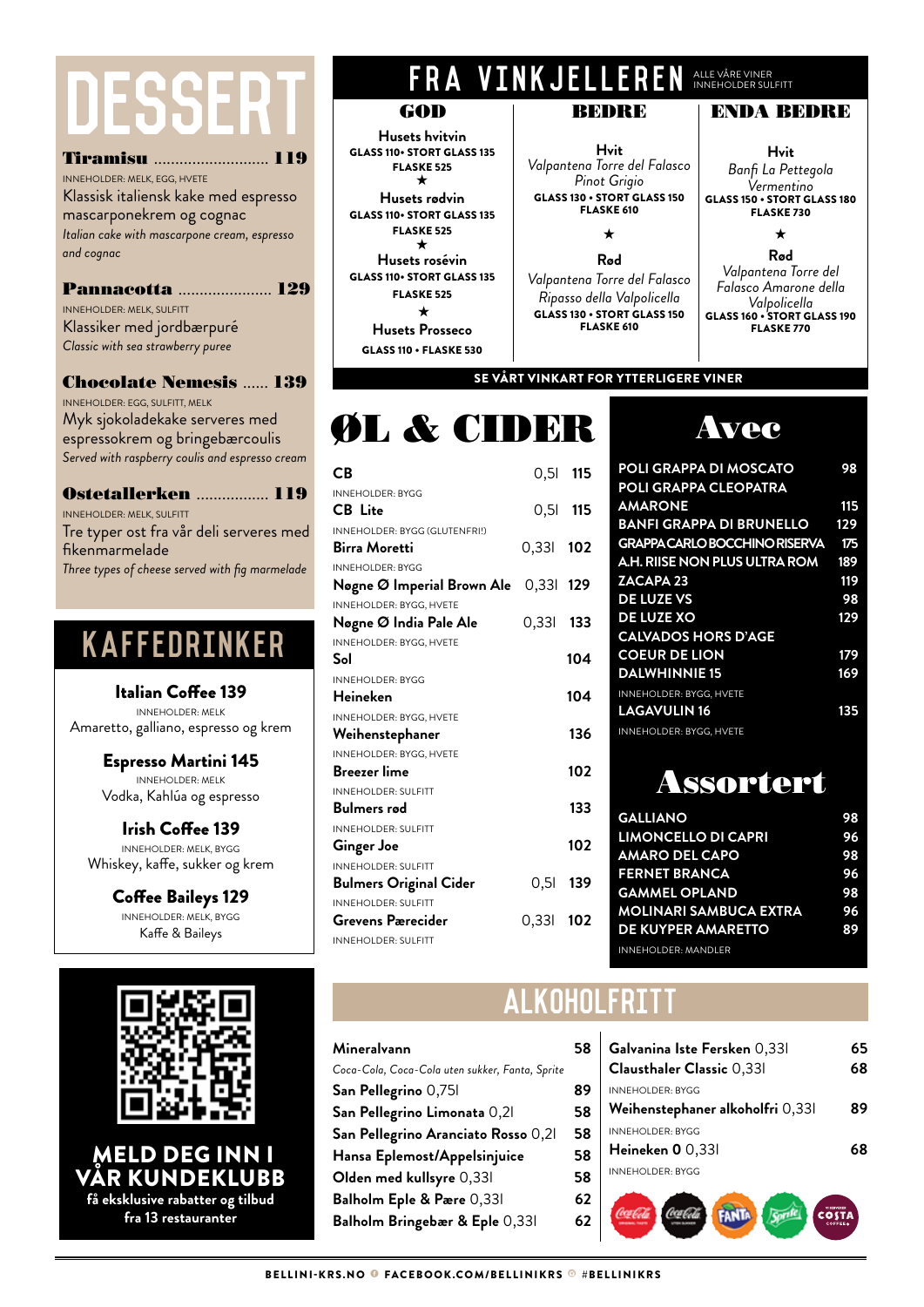# DESSERT

**Tiramisu** ........................... **119**
INNEHOLDER: MELK, EGG, HVETE
Klassisk italiensk kake med espresso mascarponekrem og cognac
*Italian cake with mascarpone cream, espresso and cognac*

**Pannacotta** ...................... **129**
INNEHOLDER: MELK, SULFITT
Klassiker med jordbærpuré
*Classic with sea strawberry puree*

**Chocolate Nemesis** ...... **139**
INNEHOLDER: EGG, SULFITT, MELK
Myk sjokoladekake serveres med espressokrem og bringebærcoulis
*Served with raspberry coulis and espresso cream*

**Ostetallerken** ................ **119**
INNEHOLDER: MELK, SULFITT
Tre typer ost fra vår deli serveres med fikenmarmelade
*Three types of cheese served with fig marmelade*

# KAFFEDRINKER

**Italian Coffee 139**
INNEHOLDER: MELK
Amaretto, galliano, espresso og krem

**Espresso Martini 145**
INNEHOLDER: MELK
Vodka, Kahlúa og espresso

**Irish Coffee 139**
INNEHOLDER: MELK, BYGG
Whiskey, kaffe, sukker og krem

**Coffee Baileys 129**
INNEHOLDER: MELK, BYGG
Kaffe & Baileys

**MELD DEG INN I VÅR KUNDEKLUBB**
**få eksklusive rabatter og tilbud fra 13 restauranter**

# FRA VINKJELLEREN

ALLE VÅRE VINER INNEHOLDER SULFITT

## GOD

Husets hvitvin
GLASS 110 • STORT GLASS 135
FLASKE 525
★
Husets rødvin
GLASS 110 • STORT GLASS 135
FLASKE 525
★
Husets rosévin
GLASS 110 • STORT GLASS 135
FLASKE 525
★
Husets Prosseco
GLASS 110 • FLASKE 530

## BEDRE

Hvit
*Valpantena Torre del Falasco Pinot Grigio*
GLASS 130 • STORT GLASS 150
FLASKE 610
★
Rød
*Valpantena Torre del Falasco Ripasso della Valpolicella*
GLASS 130 • STORT GLASS 150
FLASKE 610

## ENDA BEDRE

Hvit
*Banfi La Pettegola Vermentino*
GLASS 150 • STORT GLASS 180
FLASKE 730
★
Rød
*Valpantena Torre del Falasco Amarone della Valpolicella*
GLASS 160 • STORT GLASS 190
FLASKE 770

SE VÅRT VINKART FOR YTTERLIGERE VINER

# ØL & CIDER

| | | |
|---|---|---|
| **CB** (INNEHOLDER: BYGG) | 0,5l | 115 |
| **CB Lite** (INNEHOLDER: BYGG (GLUTENFRI!)) | 0,5l | 115 |
| **Birra Moretti** (INNEHOLDER: BYGG) | 0,33l | 102 |
| **Nøgne Ø Imperial Brown Ale** (INNEHOLDER: BYGG, HVETE) | 0,33l | 129 |
| **Nøgne Ø India Pale Ale** (INNEHOLDER: BYGG, HVETE) | 0,33l | 133 |
| **Sol** (INNEHOLDER: BYGG) | | 104 |
| **Heineken** (INNEHOLDER: BYGG, HVETE) | | 104 |
| **Weihenstephaner** (INNEHOLDER: BYGG, HVETE) | | 136 |
| **Breezer lime** (INNEHOLDER: SULFITT) | | 102 |
| **Bulmers rød** (INNEHOLDER: SULFITT) | | 133 |
| **Ginger Joe** (INNEHOLDER: SULFITT) | | 102 |
| **Bulmers Original Cider** (INNEHOLDER: SULFITT) | 0,5l | 139 |
| **Grevens Pærecider** (INNEHOLDER: SULFITT) | 0,33l | 102 |

# Avec

| | |
|---|---|
| POLI GRAPPA DI MOSCATO | 98 |
| POLI GRAPPA CLEOPATRA AMARONE | 115 |
| BANFI GRAPPA DI BRUNELLO | 129 |
| GRAPPA CARLO BOCCHINO RISERVA | 175 |
| A.H. RIISE NON PLUS ULTRA ROM | 189 |
| ZACAPA 23 | 119 |
| DE LUZE VS | 98 |
| DE LUZE XO | 129 |
| CALVADOS HORS D'AGE COEUR DE LION | 179 |
| DALWHINNIE 15 (INNEHOLDER: BYGG, HVETE) | 169 |
| LAGAVULIN 16 (INNEHOLDER: BYGG, HVETE) | 135 |

# Assortert

| | |
|---|---|
| GALLIANO | 98 |
| LIMONCELLO DI CAPRI | 96 |
| AMARO DEL CAPO | 98 |
| FERNET BRANCA | 96 |
| GAMMEL OPLAND | 98 |
| MOLINARI SAMBUCA EXTRA | 96 |
| DE KUYPER AMARETTO (INNEHOLDER: MANDLER) | 89 |

# ALKOHOLFRITT

| | |
|---|---|
| **Mineralvann** *Coca-Cola, Coca-Cola uten sukker, Fanta, Sprite* | 58 |
| **San Pellegrino** 0,75l | 89 |
| **San Pellegrino Limonata** 0,2l | 58 |
| **San Pellegrino Aranciato Rosso** 0,2l | 58 |
| **Hansa Eplemost/Appelsinjuice** | 58 |
| **Olden med kullsyre** 0,33l | 58 |
| **Balholm Eple & Pære** 0,33l | 62 |
| **Balholm Bringebær & Eple** 0,33l | 62 |
| **Galvanina Iste Fersken** 0,33l | 65 |
| **Clausthaler Classic** 0,33l (INNEHOLDER: BYGG) | 68 |
| **Weihenstephaner alkoholfri** 0,33l (INNEHOLDER: BYGG) | 89 |
| **Heineken 0** 0,33l (INNEHOLDER: BYGG) | 68 |

BELLINI-KRS.NO • FACEBOOK.COM/BELLINIKRS • #BELLINIKRS